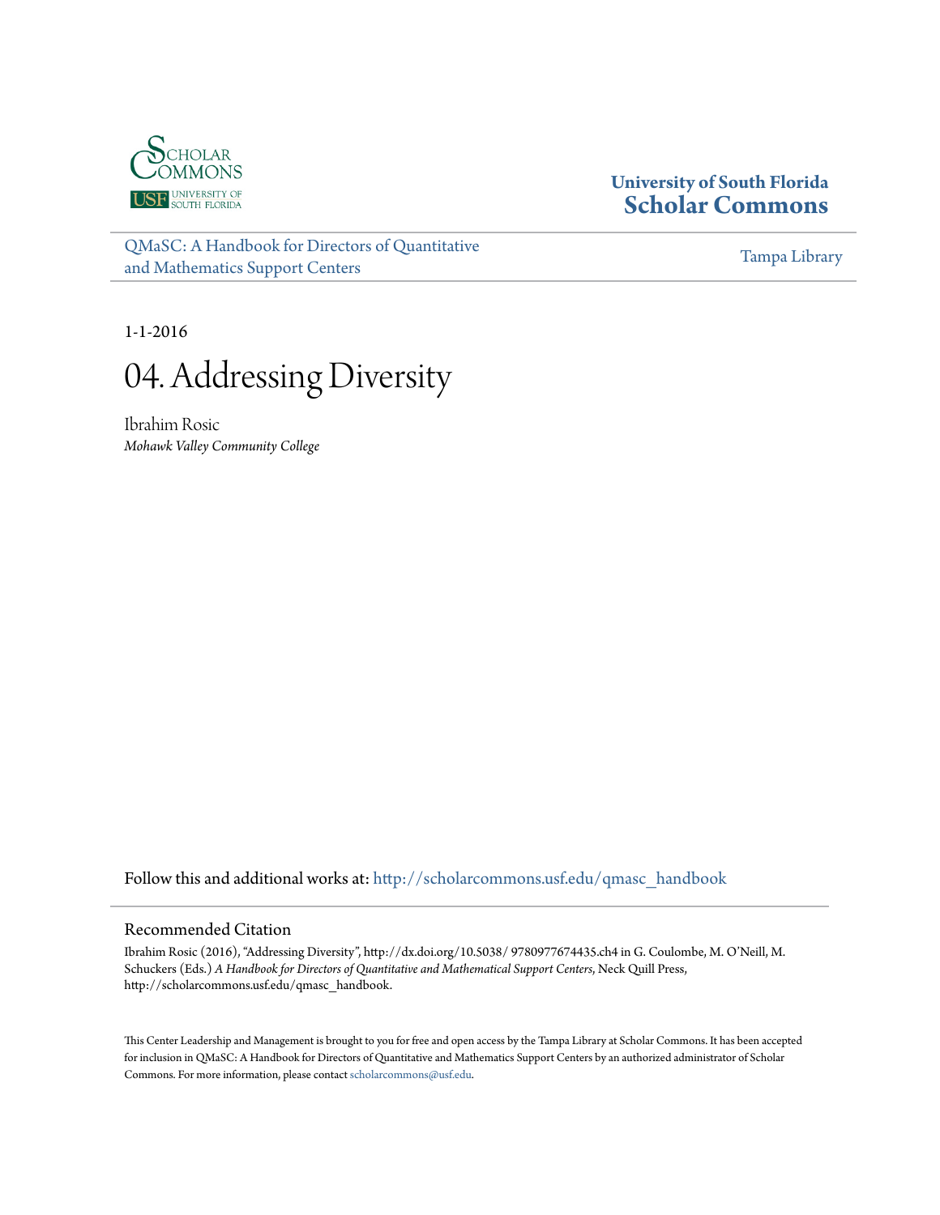University of South Florida
Scholar Commons

QMaSC: A Handbook for Directors of Quantitative and Mathematics Support Centers

Tampa Library

1-1-2016

# 04. Addressing Diversity

Ibrahim Rosic
*Mohawk Valley Community College*

Follow this and additional works at: http://scholarcommons.usf.edu/qmasc_handbook

## Recommended Citation

Ibrahim Rosic (2016), "Addressing Diversity", http://dx.doi.org/10.5038/ 9780977674435.ch4 in G. Coulombe, M. O'Neill, M. Schuckers (Eds.) *A Handbook for Directors of Quantitative and Mathematical Support Centers*, Neck Quill Press, http://scholarcommons.usf.edu/qmasc_handbook.

This Center Leadership and Management is brought to you for free and open access by the Tampa Library at Scholar Commons. It has been accepted for inclusion in QMaSC: A Handbook for Directors of Quantitative and Mathematics Support Centers by an authorized administrator of Scholar Commons. For more information, please contact scholarcommons@usf.edu.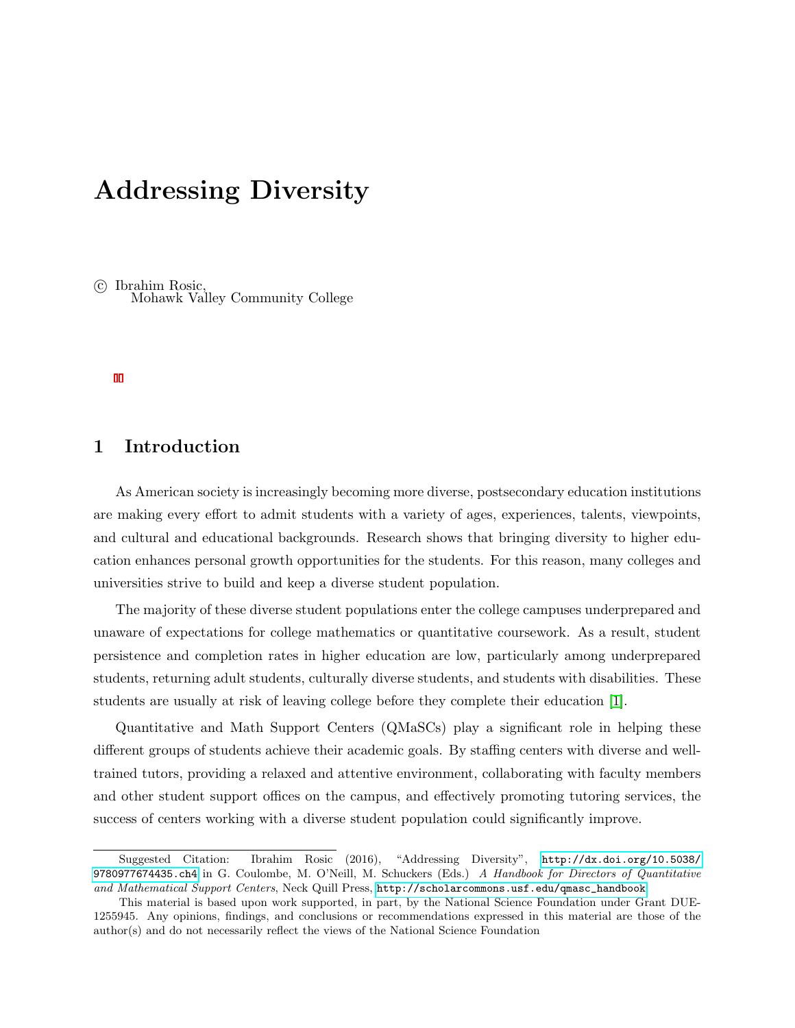# Addressing Diversity

© Ibrahim Rosic,
Mohawk Valley Community College

## 1 Introduction

As American society is increasingly becoming more diverse, postsecondary education institutions are making every effort to admit students with a variety of ages, experiences, talents, viewpoints, and cultural and educational backgrounds. Research shows that bringing diversity to higher education enhances personal growth opportunities for the students. For this reason, many colleges and universities strive to build and keep a diverse student population.

The majority of these diverse student populations enter the college campuses underprepared and unaware of expectations for college mathematics or quantitative coursework. As a result, student persistence and completion rates in higher education are low, particularly among underprepared students, returning adult students, culturally diverse students, and students with disabilities. These students are usually at risk of leaving college before they complete their education [1].

Quantitative and Math Support Centers (QMaSCs) play a significant role in helping these different groups of students achieve their academic goals. By staffing centers with diverse and well-trained tutors, providing a relaxed and attentive environment, collaborating with faculty members and other student support offices on the campus, and effectively promoting tutoring services, the success of centers working with a diverse student population could significantly improve.

---

Suggested Citation: Ibrahim Rosic (2016), "Addressing Diversity", http://dx.doi.org/10.5038/9780977674435.ch4 in G. Coulombe, M. O'Neill, M. Schuckers (Eds.) *A Handbook for Directors of Quantitative and Mathematical Support Centers*, Neck Quill Press, http://scholarcommons.usf.edu/qmasc_handbook

This material is based upon work supported, in part, by the National Science Foundation under Grant DUE-1255945. Any opinions, findings, and conclusions or recommendations expressed in this material are those of the author(s) and do not necessarily reflect the views of the National Science Foundation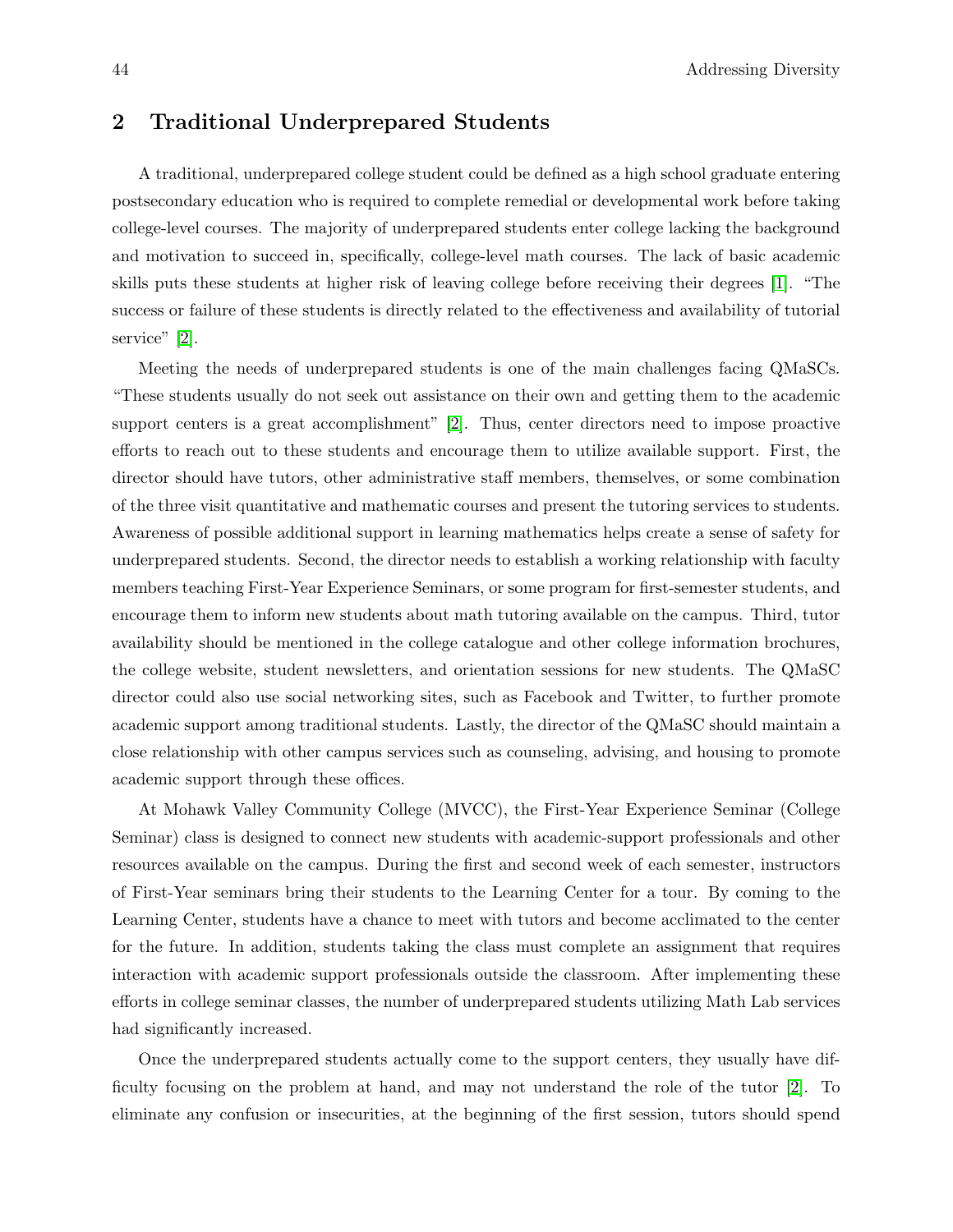## 2 Traditional Underprepared Students

A traditional, underprepared college student could be defined as a high school graduate entering postsecondary education who is required to complete remedial or developmental work before taking college-level courses. The majority of underprepared students enter college lacking the background and motivation to succeed in, specifically, college-level math courses. The lack of basic academic skills puts these students at higher risk of leaving college before receiving their degrees [1]. "The success or failure of these students is directly related to the effectiveness and availability of tutorial service" [2].

Meeting the needs of underprepared students is one of the main challenges facing QMaSCs. "These students usually do not seek out assistance on their own and getting them to the academic support centers is a great accomplishment" [2]. Thus, center directors need to impose proactive efforts to reach out to these students and encourage them to utilize available support. First, the director should have tutors, other administrative staff members, themselves, or some combination of the three visit quantitative and mathematic courses and present the tutoring services to students. Awareness of possible additional support in learning mathematics helps create a sense of safety for underprepared students. Second, the director needs to establish a working relationship with faculty members teaching First-Year Experience Seminars, or some program for first-semester students, and encourage them to inform new students about math tutoring available on the campus. Third, tutor availability should be mentioned in the college catalogue and other college information brochures, the college website, student newsletters, and orientation sessions for new students. The QMaSC director could also use social networking sites, such as Facebook and Twitter, to further promote academic support among traditional students. Lastly, the director of the QMaSC should maintain a close relationship with other campus services such as counseling, advising, and housing to promote academic support through these offices.

At Mohawk Valley Community College (MVCC), the First-Year Experience Seminar (College Seminar) class is designed to connect new students with academic-support professionals and other resources available on the campus. During the first and second week of each semester, instructors of First-Year seminars bring their students to the Learning Center for a tour. By coming to the Learning Center, students have a chance to meet with tutors and become acclimated to the center for the future. In addition, students taking the class must complete an assignment that requires interaction with academic support professionals outside the classroom. After implementing these efforts in college seminar classes, the number of underprepared students utilizing Math Lab services had significantly increased.

Once the underprepared students actually come to the support centers, they usually have difficulty focusing on the problem at hand, and may not understand the role of the tutor [2]. To eliminate any confusion or insecurities, at the beginning of the first session, tutors should spend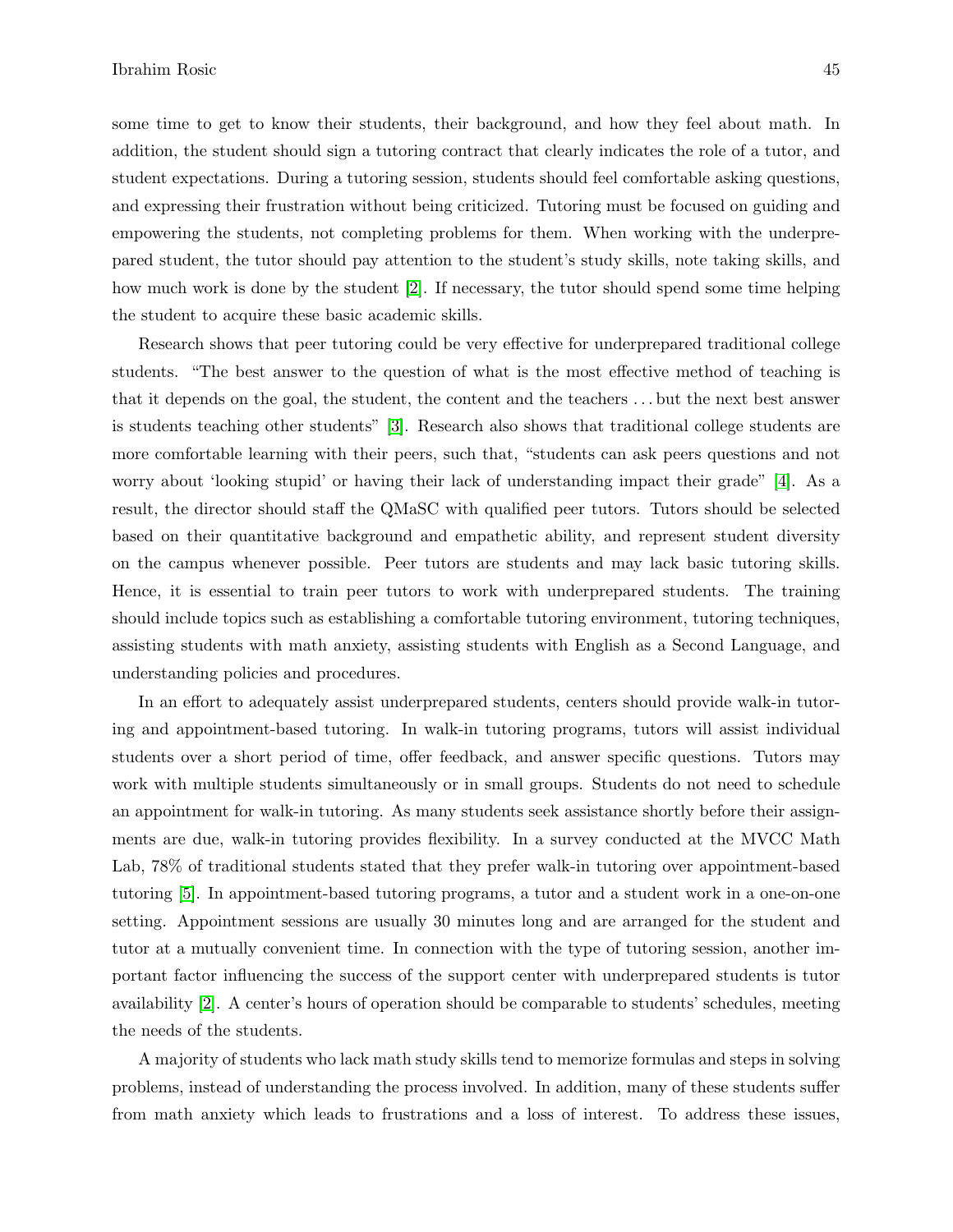some time to get to know their students, their background, and how they feel about math. In addition, the student should sign a tutoring contract that clearly indicates the role of a tutor, and student expectations. During a tutoring session, students should feel comfortable asking questions, and expressing their frustration without being criticized. Tutoring must be focused on guiding and empowering the students, not completing problems for them. When working with the underprepared student, the tutor should pay attention to the student's study skills, note taking skills, and how much work is done by the student [2]. If necessary, the tutor should spend some time helping the student to acquire these basic academic skills.

Research shows that peer tutoring could be very effective for underprepared traditional college students. "The best answer to the question of what is the most effective method of teaching is that it depends on the goal, the student, the content and the teachers . . . but the next best answer is students teaching other students" [3]. Research also shows that traditional college students are more comfortable learning with their peers, such that, "students can ask peers questions and not worry about 'looking stupid' or having their lack of understanding impact their grade" [4]. As a result, the director should staff the QMaSC with qualified peer tutors. Tutors should be selected based on their quantitative background and empathetic ability, and represent student diversity on the campus whenever possible. Peer tutors are students and may lack basic tutoring skills. Hence, it is essential to train peer tutors to work with underprepared students. The training should include topics such as establishing a comfortable tutoring environment, tutoring techniques, assisting students with math anxiety, assisting students with English as a Second Language, and understanding policies and procedures.

In an effort to adequately assist underprepared students, centers should provide walk-in tutoring and appointment-based tutoring. In walk-in tutoring programs, tutors will assist individual students over a short period of time, offer feedback, and answer specific questions. Tutors may work with multiple students simultaneously or in small groups. Students do not need to schedule an appointment for walk-in tutoring. As many students seek assistance shortly before their assignments are due, walk-in tutoring provides flexibility. In a survey conducted at the MVCC Math Lab, 78% of traditional students stated that they prefer walk-in tutoring over appointment-based tutoring [5]. In appointment-based tutoring programs, a tutor and a student work in a one-on-one setting. Appointment sessions are usually 30 minutes long and are arranged for the student and tutor at a mutually convenient time. In connection with the type of tutoring session, another important factor influencing the success of the support center with underprepared students is tutor availability [2]. A center's hours of operation should be comparable to students' schedules, meeting the needs of the students.

A majority of students who lack math study skills tend to memorize formulas and steps in solving problems, instead of understanding the process involved. In addition, many of these students suffer from math anxiety which leads to frustrations and a loss of interest. To address these issues,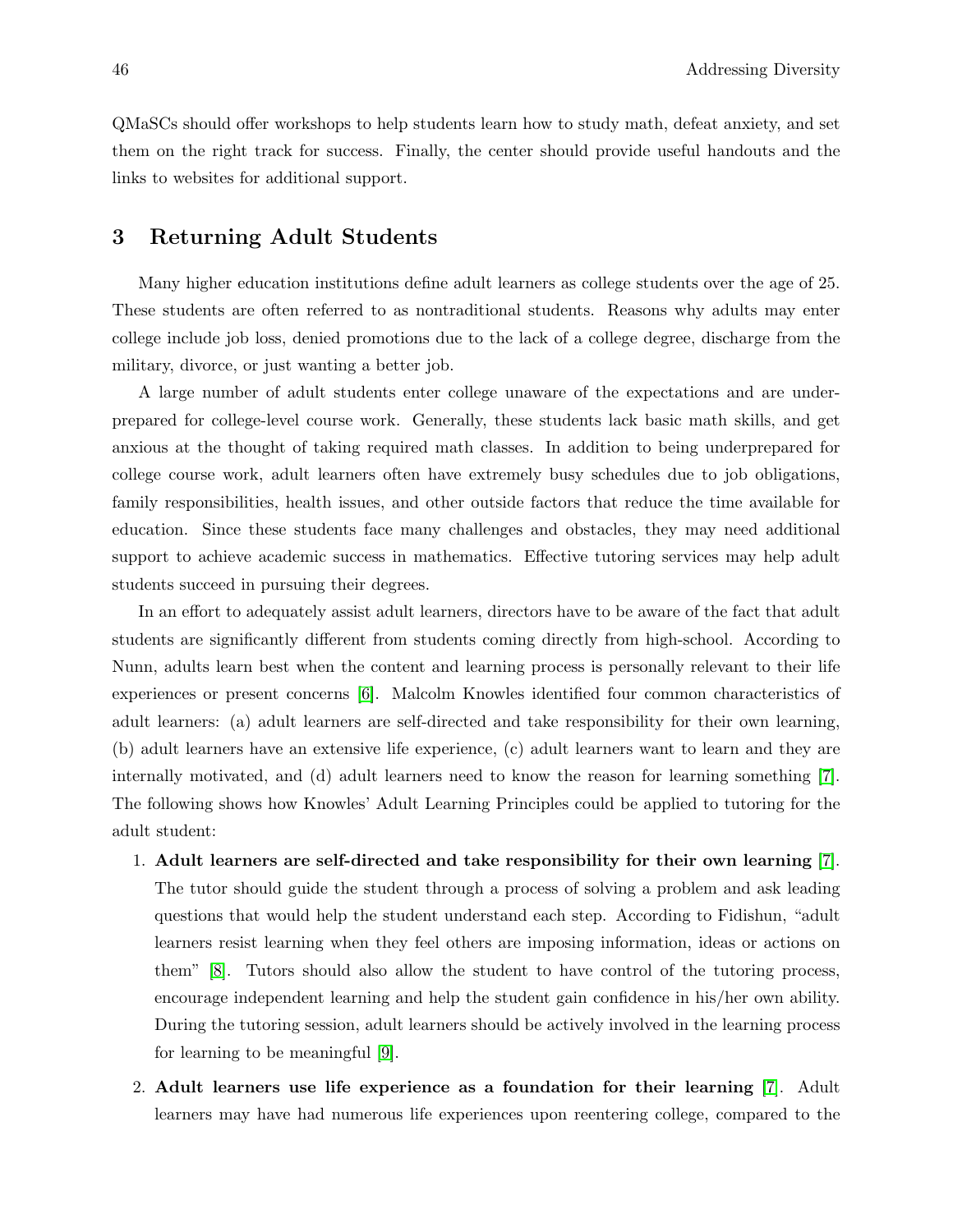QMaSCs should offer workshops to help students learn how to study math, defeat anxiety, and set them on the right track for success. Finally, the center should provide useful handouts and the links to websites for additional support.

## 3 Returning Adult Students

Many higher education institutions define adult learners as college students over the age of 25. These students are often referred to as nontraditional students. Reasons why adults may enter college include job loss, denied promotions due to the lack of a college degree, discharge from the military, divorce, or just wanting a better job.

A large number of adult students enter college unaware of the expectations and are underprepared for college-level course work. Generally, these students lack basic math skills, and get anxious at the thought of taking required math classes. In addition to being underprepared for college course work, adult learners often have extremely busy schedules due to job obligations, family responsibilities, health issues, and other outside factors that reduce the time available for education. Since these students face many challenges and obstacles, they may need additional support to achieve academic success in mathematics. Effective tutoring services may help adult students succeed in pursuing their degrees.

In an effort to adequately assist adult learners, directors have to be aware of the fact that adult students are significantly different from students coming directly from high-school. According to Nunn, adults learn best when the content and learning process is personally relevant to their life experiences or present concerns [6]. Malcolm Knowles identified four common characteristics of adult learners: (a) adult learners are self-directed and take responsibility for their own learning, (b) adult learners have an extensive life experience, (c) adult learners want to learn and they are internally motivated, and (d) adult learners need to know the reason for learning something [7]. The following shows how Knowles' Adult Learning Principles could be applied to tutoring for the adult student:

1. **Adult learners are self-directed and take responsibility for their own learning** [7]. The tutor should guide the student through a process of solving a problem and ask leading questions that would help the student understand each step. According to Fidishun, "adult learners resist learning when they feel others are imposing information, ideas or actions on them" [8]. Tutors should also allow the student to have control of the tutoring process, encourage independent learning and help the student gain confidence in his/her own ability. During the tutoring session, adult learners should be actively involved in the learning process for learning to be meaningful [9].

2. **Adult learners use life experience as a foundation for their learning** [7]. Adult learners may have had numerous life experiences upon reentering college, compared to the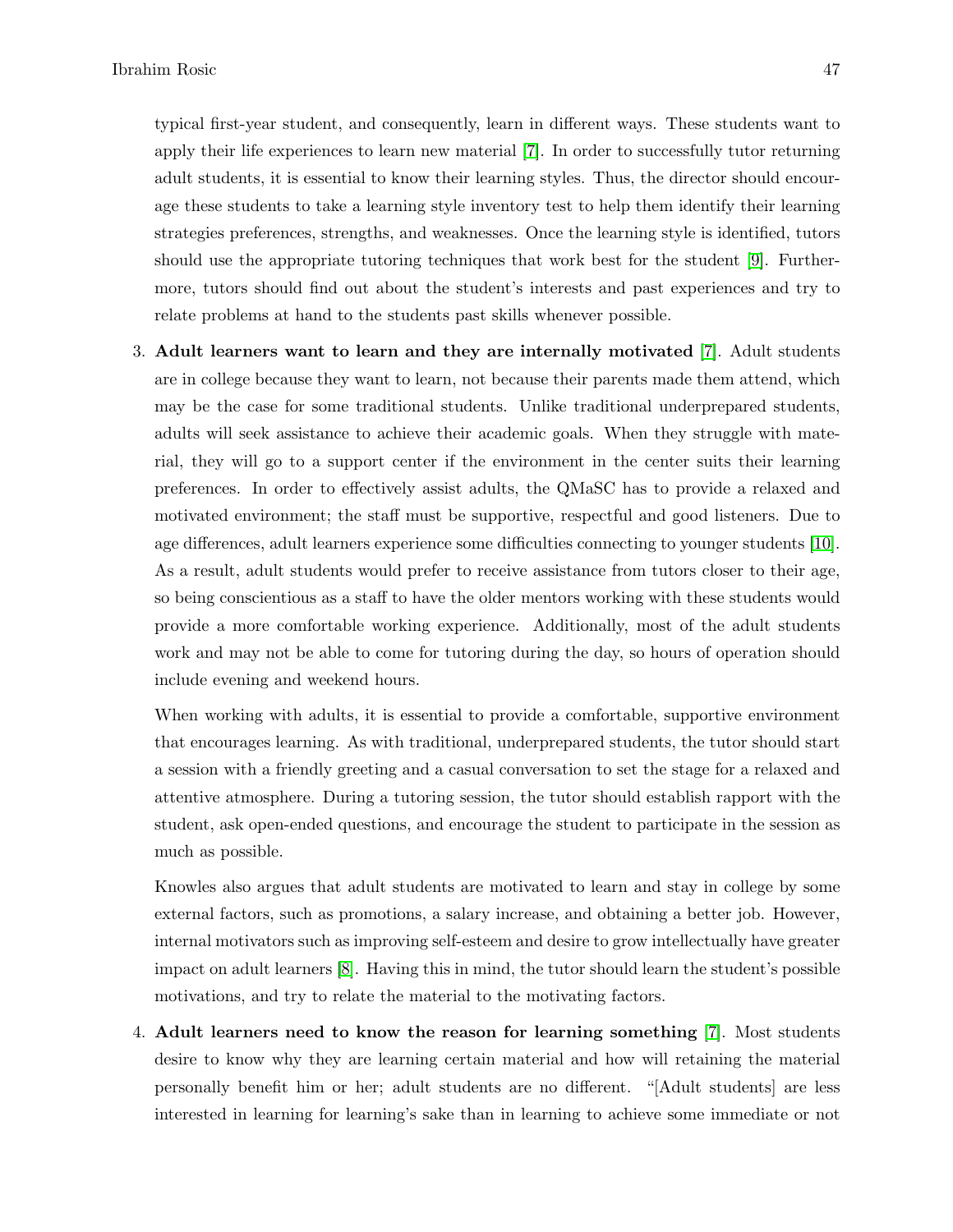typical first-year student, and consequently, learn in different ways. These students want to apply their life experiences to learn new material [7]. In order to successfully tutor returning adult students, it is essential to know their learning styles. Thus, the director should encourage these students to take a learning style inventory test to help them identify their learning strategies preferences, strengths, and weaknesses. Once the learning style is identified, tutors should use the appropriate tutoring techniques that work best for the student [9]. Furthermore, tutors should find out about the student's interests and past experiences and try to relate problems at hand to the students past skills whenever possible.

3. **Adult learners want to learn and they are internally motivated** [7]. Adult students are in college because they want to learn, not because their parents made them attend, which may be the case for some traditional students. Unlike traditional underprepared students, adults will seek assistance to achieve their academic goals. When they struggle with material, they will go to a support center if the environment in the center suits their learning preferences. In order to effectively assist adults, the QMaSC has to provide a relaxed and motivated environment; the staff must be supportive, respectful and good listeners. Due to age differences, adult learners experience some difficulties connecting to younger students [10]. As a result, adult students would prefer to receive assistance from tutors closer to their age, so being conscientious as a staff to have the older mentors working with these students would provide a more comfortable working experience. Additionally, most of the adult students work and may not be able to come for tutoring during the day, so hours of operation should include evening and weekend hours.

   When working with adults, it is essential to provide a comfortable, supportive environment that encourages learning. As with traditional, underprepared students, the tutor should start a session with a friendly greeting and a casual conversation to set the stage for a relaxed and attentive atmosphere. During a tutoring session, the tutor should establish rapport with the student, ask open-ended questions, and encourage the student to participate in the session as much as possible.

   Knowles also argues that adult students are motivated to learn and stay in college by some external factors, such as promotions, a salary increase, and obtaining a better job. However, internal motivators such as improving self-esteem and desire to grow intellectually have greater impact on adult learners [8]. Having this in mind, the tutor should learn the student's possible motivations, and try to relate the material to the motivating factors.

4. **Adult learners need to know the reason for learning something** [7]. Most students desire to know why they are learning certain material and how will retaining the material personally benefit him or her; adult students are no different. "[Adult students] are less interested in learning for learning's sake than in learning to achieve some immediate or not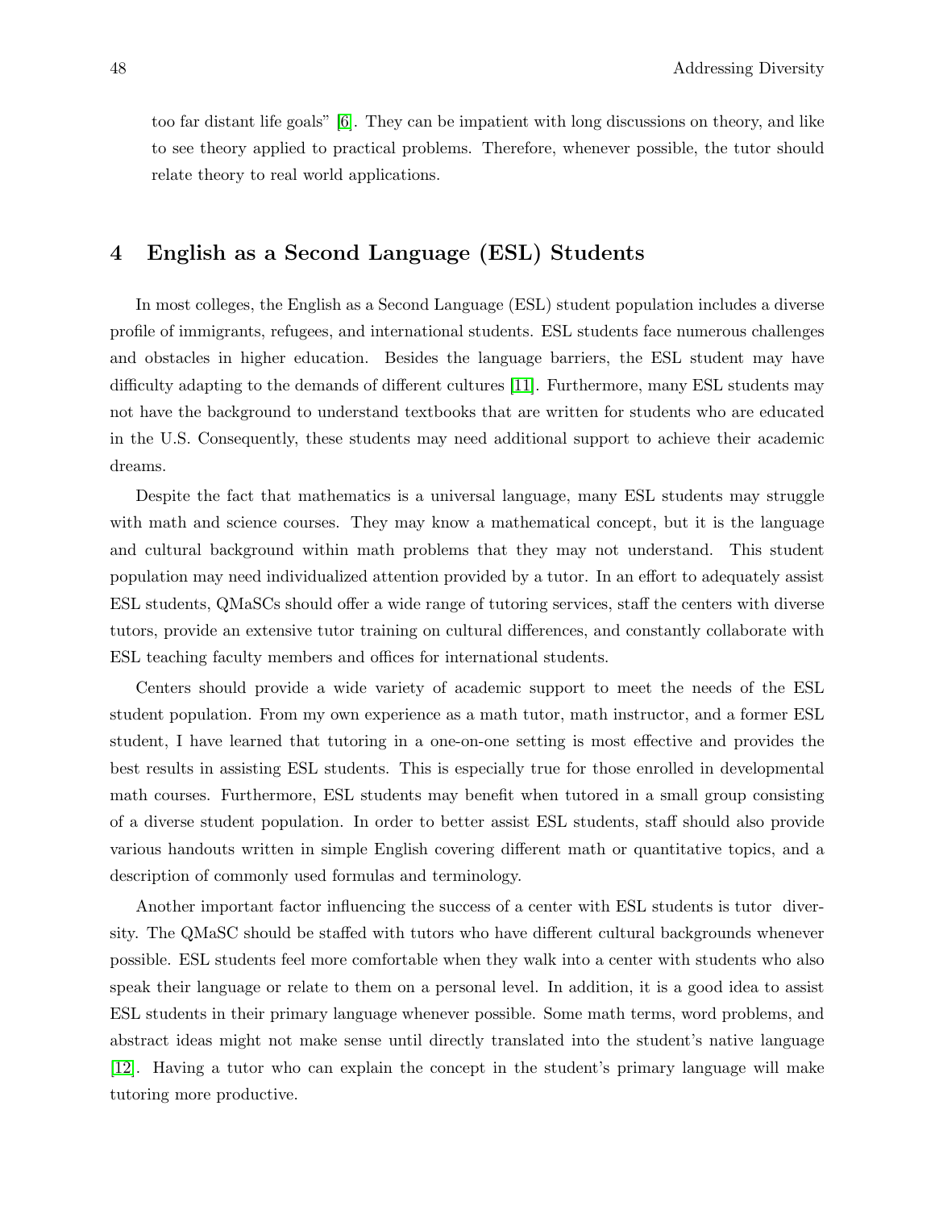too far distant life goals" [6]. They can be impatient with long discussions on theory, and like to see theory applied to practical problems. Therefore, whenever possible, the tutor should relate theory to real world applications.

## 4 English as a Second Language (ESL) Students

In most colleges, the English as a Second Language (ESL) student population includes a diverse profile of immigrants, refugees, and international students. ESL students face numerous challenges and obstacles in higher education. Besides the language barriers, the ESL student may have difficulty adapting to the demands of different cultures [11]. Furthermore, many ESL students may not have the background to understand textbooks that are written for students who are educated in the U.S. Consequently, these students may need additional support to achieve their academic dreams.

Despite the fact that mathematics is a universal language, many ESL students may struggle with math and science courses. They may know a mathematical concept, but it is the language and cultural background within math problems that they may not understand. This student population may need individualized attention provided by a tutor. In an effort to adequately assist ESL students, QMaSCs should offer a wide range of tutoring services, staff the centers with diverse tutors, provide an extensive tutor training on cultural differences, and constantly collaborate with ESL teaching faculty members and offices for international students.

Centers should provide a wide variety of academic support to meet the needs of the ESL student population. From my own experience as a math tutor, math instructor, and a former ESL student, I have learned that tutoring in a one-on-one setting is most effective and provides the best results in assisting ESL students. This is especially true for those enrolled in developmental math courses. Furthermore, ESL students may benefit when tutored in a small group consisting of a diverse student population. In order to better assist ESL students, staff should also provide various handouts written in simple English covering different math or quantitative topics, and a description of commonly used formulas and terminology.

Another important factor influencing the success of a center with ESL students is tutor diversity. The QMaSC should be staffed with tutors who have different cultural backgrounds whenever possible. ESL students feel more comfortable when they walk into a center with students who also speak their language or relate to them on a personal level. In addition, it is a good idea to assist ESL students in their primary language whenever possible. Some math terms, word problems, and abstract ideas might not make sense until directly translated into the student's native language [12]. Having a tutor who can explain the concept in the student's primary language will make tutoring more productive.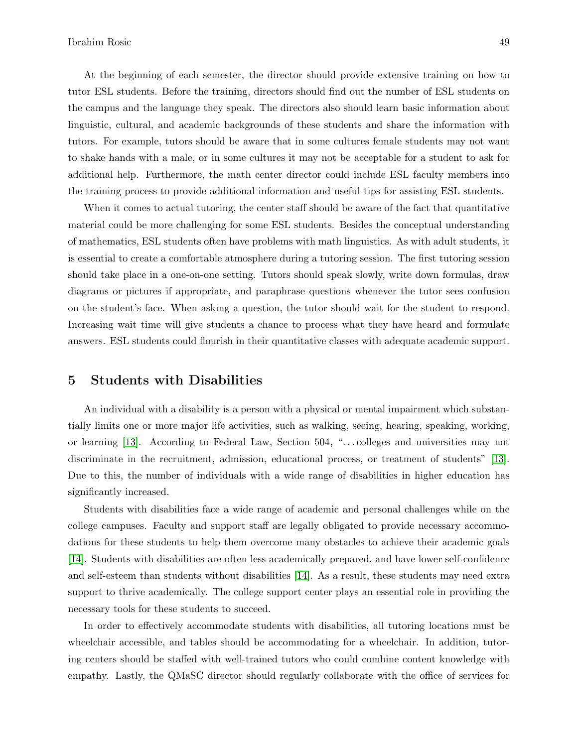At the beginning of each semester, the director should provide extensive training on how to tutor ESL students. Before the training, directors should find out the number of ESL students on the campus and the language they speak. The directors also should learn basic information about linguistic, cultural, and academic backgrounds of these students and share the information with tutors. For example, tutors should be aware that in some cultures female students may not want to shake hands with a male, or in some cultures it may not be acceptable for a student to ask for additional help. Furthermore, the math center director could include ESL faculty members into the training process to provide additional information and useful tips for assisting ESL students.

When it comes to actual tutoring, the center staff should be aware of the fact that quantitative material could be more challenging for some ESL students. Besides the conceptual understanding of mathematics, ESL students often have problems with math linguistics. As with adult students, it is essential to create a comfortable atmosphere during a tutoring session. The first tutoring session should take place in a one-on-one setting. Tutors should speak slowly, write down formulas, draw diagrams or pictures if appropriate, and paraphrase questions whenever the tutor sees confusion on the student's face. When asking a question, the tutor should wait for the student to respond. Increasing wait time will give students a chance to process what they have heard and formulate answers. ESL students could flourish in their quantitative classes with adequate academic support.

## 5 Students with Disabilities

An individual with a disability is a person with a physical or mental impairment which substantially limits one or more major life activities, such as walking, seeing, hearing, speaking, working, or learning [13]. According to Federal Law, Section 504, "...colleges and universities may not discriminate in the recruitment, admission, educational process, or treatment of students" [13]. Due to this, the number of individuals with a wide range of disabilities in higher education has significantly increased.

Students with disabilities face a wide range of academic and personal challenges while on the college campuses. Faculty and support staff are legally obligated to provide necessary accommodations for these students to help them overcome many obstacles to achieve their academic goals [14]. Students with disabilities are often less academically prepared, and have lower self-confidence and self-esteem than students without disabilities [14]. As a result, these students may need extra support to thrive academically. The college support center plays an essential role in providing the necessary tools for these students to succeed.

In order to effectively accommodate students with disabilities, all tutoring locations must be wheelchair accessible, and tables should be accommodating for a wheelchair. In addition, tutoring centers should be staffed with well-trained tutors who could combine content knowledge with empathy. Lastly, the QMaSC director should regularly collaborate with the office of services for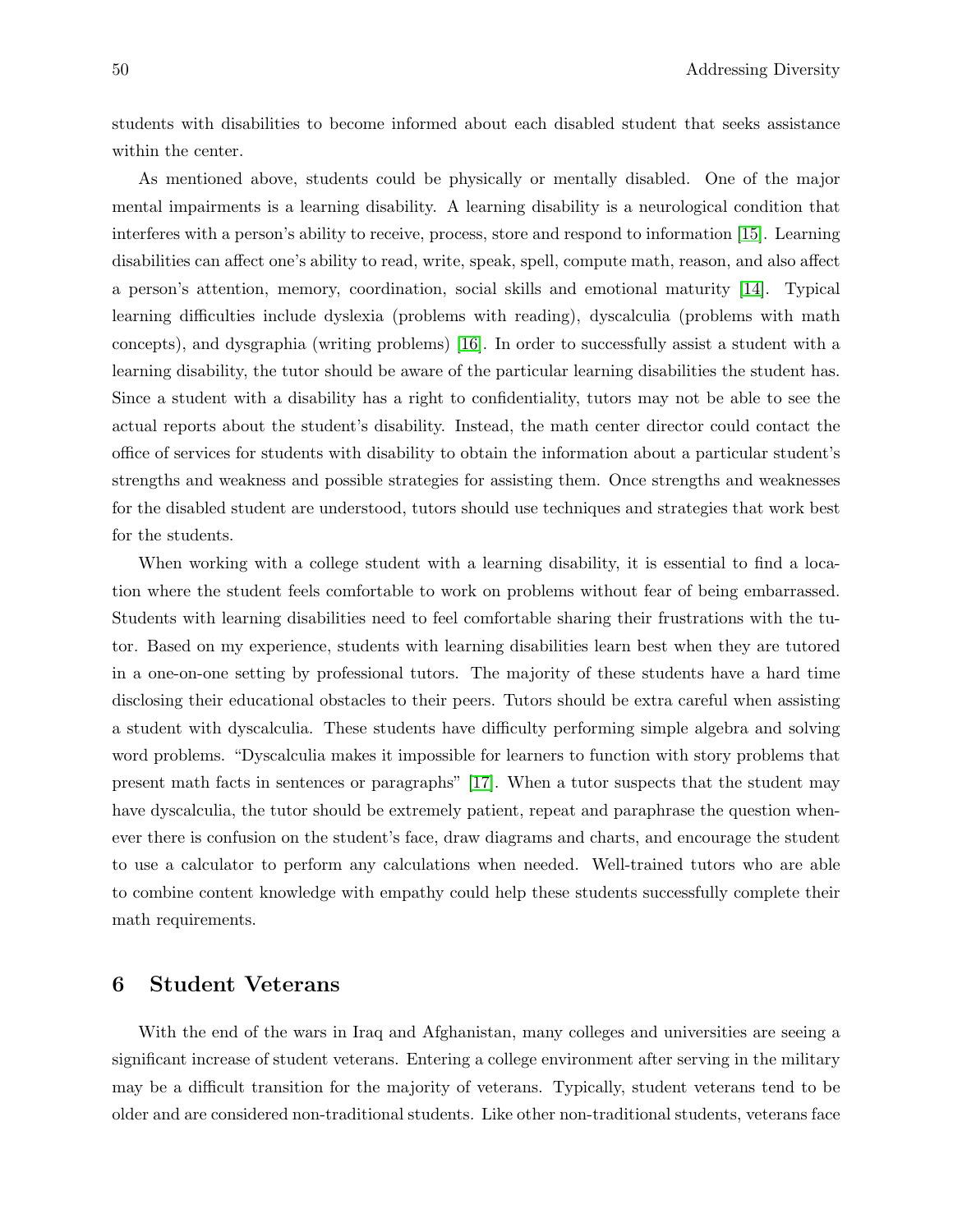students with disabilities to become informed about each disabled student that seeks assistance within the center.

As mentioned above, students could be physically or mentally disabled. One of the major mental impairments is a learning disability. A learning disability is a neurological condition that interferes with a person's ability to receive, process, store and respond to information [15]. Learning disabilities can affect one's ability to read, write, speak, spell, compute math, reason, and also affect a person's attention, memory, coordination, social skills and emotional maturity [14]. Typical learning difficulties include dyslexia (problems with reading), dyscalculia (problems with math concepts), and dysgraphia (writing problems) [16]. In order to successfully assist a student with a learning disability, the tutor should be aware of the particular learning disabilities the student has. Since a student with a disability has a right to confidentiality, tutors may not be able to see the actual reports about the student's disability. Instead, the math center director could contact the office of services for students with disability to obtain the information about a particular student's strengths and weakness and possible strategies for assisting them. Once strengths and weaknesses for the disabled student are understood, tutors should use techniques and strategies that work best for the students.

When working with a college student with a learning disability, it is essential to find a location where the student feels comfortable to work on problems without fear of being embarrassed. Students with learning disabilities need to feel comfortable sharing their frustrations with the tutor. Based on my experience, students with learning disabilities learn best when they are tutored in a one-on-one setting by professional tutors. The majority of these students have a hard time disclosing their educational obstacles to their peers. Tutors should be extra careful when assisting a student with dyscalculia. These students have difficulty performing simple algebra and solving word problems. "Dyscalculia makes it impossible for learners to function with story problems that present math facts in sentences or paragraphs" [17]. When a tutor suspects that the student may have dyscalculia, the tutor should be extremely patient, repeat and paraphrase the question whenever there is confusion on the student's face, draw diagrams and charts, and encourage the student to use a calculator to perform any calculations when needed. Well-trained tutors who are able to combine content knowledge with empathy could help these students successfully complete their math requirements.

## 6 Student Veterans

With the end of the wars in Iraq and Afghanistan, many colleges and universities are seeing a significant increase of student veterans. Entering a college environment after serving in the military may be a difficult transition for the majority of veterans. Typically, student veterans tend to be older and are considered non-traditional students. Like other non-traditional students, veterans face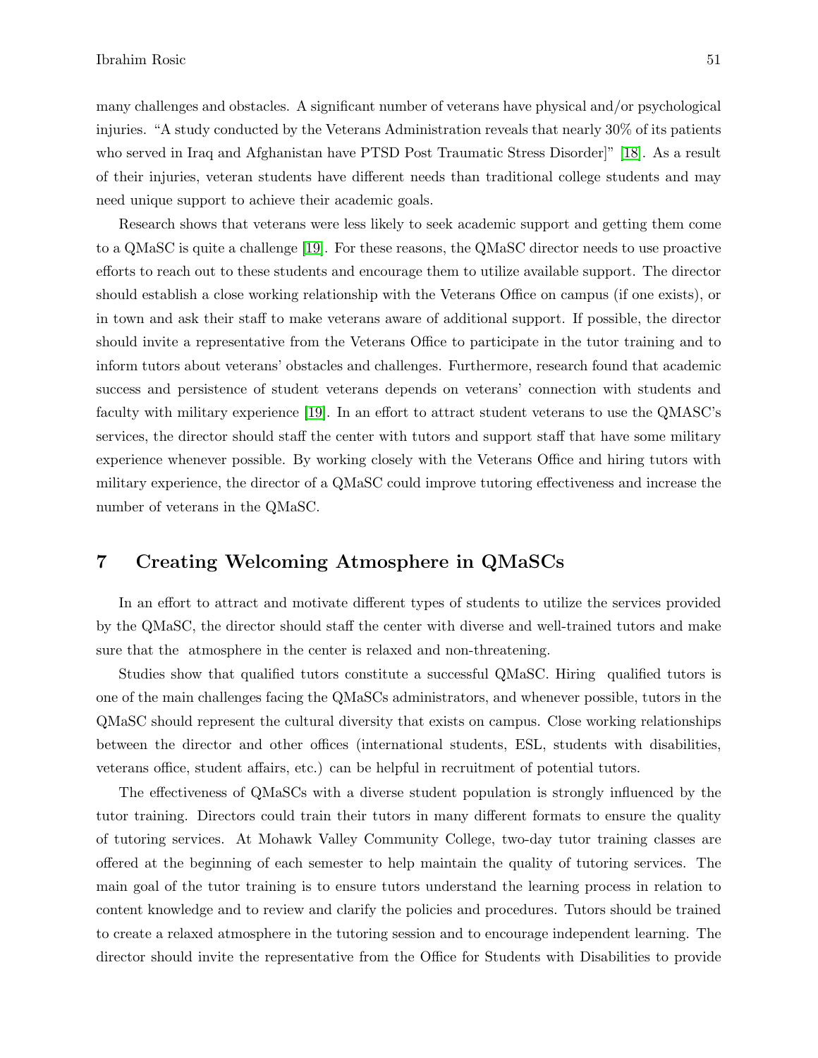many challenges and obstacles. A significant number of veterans have physical and/or psychological injuries. "A study conducted by the Veterans Administration reveals that nearly 30% of its patients who served in Iraq and Afghanistan have PTSD Post Traumatic Stress Disorder]" [18]. As a result of their injuries, veteran students have different needs than traditional college students and may need unique support to achieve their academic goals.

Research shows that veterans were less likely to seek academic support and getting them come to a QMaSC is quite a challenge [19]. For these reasons, the QMaSC director needs to use proactive efforts to reach out to these students and encourage them to utilize available support. The director should establish a close working relationship with the Veterans Office on campus (if one exists), or in town and ask their staff to make veterans aware of additional support. If possible, the director should invite a representative from the Veterans Office to participate in the tutor training and to inform tutors about veterans' obstacles and challenges. Furthermore, research found that academic success and persistence of student veterans depends on veterans' connection with students and faculty with military experience [19]. In an effort to attract student veterans to use the QMASC's services, the director should staff the center with tutors and support staff that have some military experience whenever possible. By working closely with the Veterans Office and hiring tutors with military experience, the director of a QMaSC could improve tutoring effectiveness and increase the number of veterans in the QMaSC.

## 7 Creating Welcoming Atmosphere in QMaSCs

In an effort to attract and motivate different types of students to utilize the services provided by the QMaSC, the director should staff the center with diverse and well-trained tutors and make sure that the atmosphere in the center is relaxed and non-threatening.

Studies show that qualified tutors constitute a successful QMaSC. Hiring qualified tutors is one of the main challenges facing the QMaSCs administrators, and whenever possible, tutors in the QMaSC should represent the cultural diversity that exists on campus. Close working relationships between the director and other offices (international students, ESL, students with disabilities, veterans office, student affairs, etc.) can be helpful in recruitment of potential tutors.

The effectiveness of QMaSCs with a diverse student population is strongly influenced by the tutor training. Directors could train their tutors in many different formats to ensure the quality of tutoring services. At Mohawk Valley Community College, two-day tutor training classes are offered at the beginning of each semester to help maintain the quality of tutoring services. The main goal of the tutor training is to ensure tutors understand the learning process in relation to content knowledge and to review and clarify the policies and procedures. Tutors should be trained to create a relaxed atmosphere in the tutoring session and to encourage independent learning. The director should invite the representative from the Office for Students with Disabilities to provide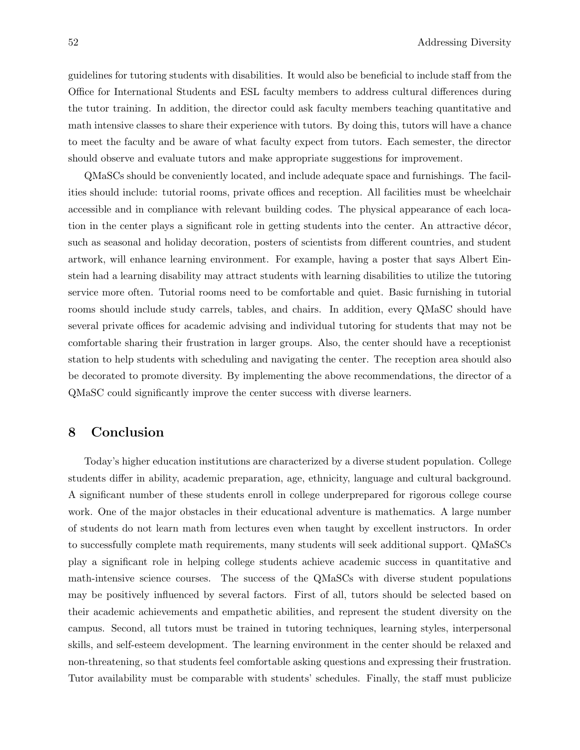guidelines for tutoring students with disabilities. It would also be beneficial to include staff from the Office for International Students and ESL faculty members to address cultural differences during the tutor training. In addition, the director could ask faculty members teaching quantitative and math intensive classes to share their experience with tutors. By doing this, tutors will have a chance to meet the faculty and be aware of what faculty expect from tutors. Each semester, the director should observe and evaluate tutors and make appropriate suggestions for improvement.

QMaSCs should be conveniently located, and include adequate space and furnishings. The facilities should include: tutorial rooms, private offices and reception. All facilities must be wheelchair accessible and in compliance with relevant building codes. The physical appearance of each location in the center plays a significant role in getting students into the center. An attractive décor, such as seasonal and holiday decoration, posters of scientists from different countries, and student artwork, will enhance learning environment. For example, having a poster that says Albert Einstein had a learning disability may attract students with learning disabilities to utilize the tutoring service more often. Tutorial rooms need to be comfortable and quiet. Basic furnishing in tutorial rooms should include study carrels, tables, and chairs. In addition, every QMaSC should have several private offices for academic advising and individual tutoring for students that may not be comfortable sharing their frustration in larger groups. Also, the center should have a receptionist station to help students with scheduling and navigating the center. The reception area should also be decorated to promote diversity. By implementing the above recommendations, the director of a QMaSC could significantly improve the center success with diverse learners.

## 8 Conclusion

Today's higher education institutions are characterized by a diverse student population. College students differ in ability, academic preparation, age, ethnicity, language and cultural background. A significant number of these students enroll in college underprepared for rigorous college course work. One of the major obstacles in their educational adventure is mathematics. A large number of students do not learn math from lectures even when taught by excellent instructors. In order to successfully complete math requirements, many students will seek additional support. QMaSCs play a significant role in helping college students achieve academic success in quantitative and math-intensive science courses. The success of the QMaSCs with diverse student populations may be positively influenced by several factors. First of all, tutors should be selected based on their academic achievements and empathetic abilities, and represent the student diversity on the campus. Second, all tutors must be trained in tutoring techniques, learning styles, interpersonal skills, and self-esteem development. The learning environment in the center should be relaxed and non-threatening, so that students feel comfortable asking questions and expressing their frustration. Tutor availability must be comparable with students' schedules. Finally, the staff must publicize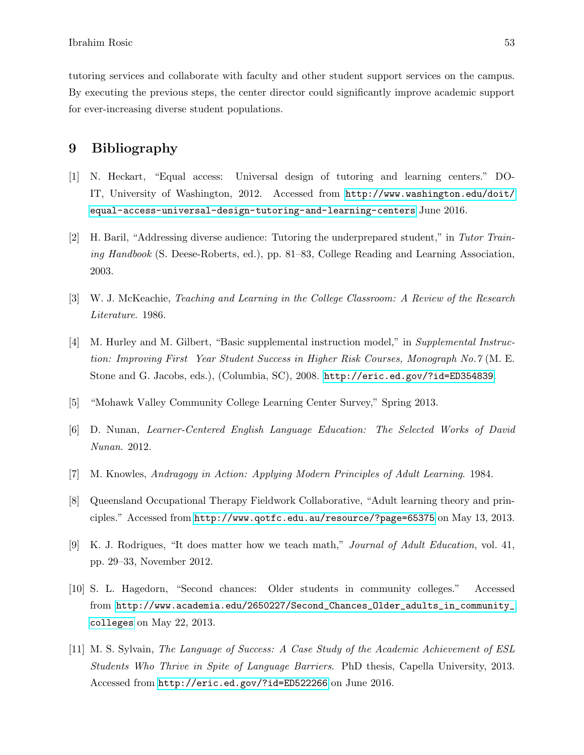tutoring services and collaborate with faculty and other student support services on the campus. By executing the previous steps, the center director could significantly improve academic support for ever-increasing diverse student populations.

## 9 Bibliography

[1] N. Heckart, "Equal access: Universal design of tutoring and learning centers." DO-IT, University of Washington, 2012. Accessed from http://www.washington.edu/doit/equal-access-universal-design-tutoring-and-learning-centers June 2016.

[2] H. Baril, "Addressing diverse audience: Tutoring the underprepared student," in *Tutor Training Handbook* (S. Deese-Roberts, ed.), pp. 81–83, College Reading and Learning Association, 2003.

[3] W. J. McKeachie, *Teaching and Learning in the College Classroom: A Review of the Research Literature*. 1986.

[4] M. Hurley and M. Gilbert, "Basic supplemental instruction model," in *Supplemental Instruction: Improving First Year Student Success in Higher Risk Courses, Monograph No.7* (M. E. Stone and G. Jacobs, eds.), (Columbia, SC), 2008. http://eric.ed.gov/?id=ED354839.

[5] "Mohawk Valley Community College Learning Center Survey," Spring 2013.

[6] D. Nunan, *Learner-Centered English Language Education: The Selected Works of David Nunan*. 2012.

[7] M. Knowles, *Andragogy in Action: Applying Modern Principles of Adult Learning*. 1984.

[8] Queensland Occupational Therapy Fieldwork Collaborative, "Adult learning theory and principles." Accessed from http://www.qotfc.edu.au/resource/?page=65375 on May 13, 2013.

[9] K. J. Rodrigues, "It does matter how we teach math," *Journal of Adult Education*, vol. 41, pp. 29–33, November 2012.

[10] S. L. Hagedorn, "Second chances: Older students in community colleges." Accessed from http://www.academia.edu/2650227/Second_Chances_Older_adults_in_community_colleges on May 22, 2013.

[11] M. S. Sylvain, *The Language of Success: A Case Study of the Academic Achievement of ESL Students Who Thrive in Spite of Language Barriers*. PhD thesis, Capella University, 2013. Accessed from http://eric.ed.gov/?id=ED522266 on June 2016.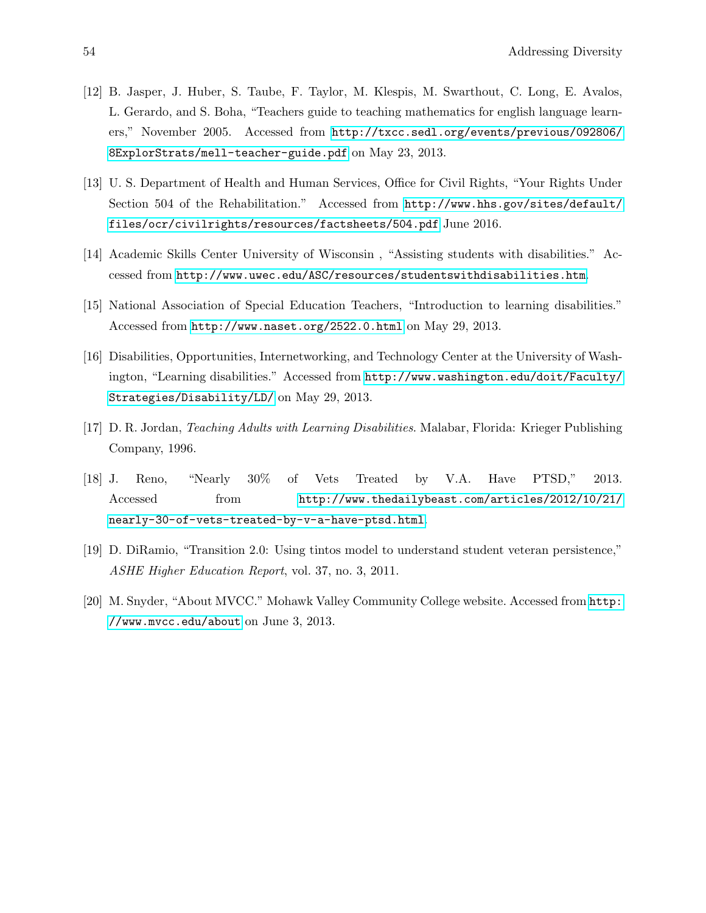[12] B. Jasper, J. Huber, S. Taube, F. Taylor, M. Klespis, M. Swarthout, C. Long, E. Avalos, L. Gerardo, and S. Boha, "Teachers guide to teaching mathematics for english language learners," November 2005. Accessed from http://txcc.sedl.org/events/previous/092806/8ExplorStrats/mell-teacher-guide.pdf on May 23, 2013.

[13] U. S. Department of Health and Human Services, Office for Civil Rights, "Your Rights Under Section 504 of the Rehabilitation." Accessed from http://www.hhs.gov/sites/default/files/ocr/civilrights/resources/factsheets/504.pdf June 2016.

[14] Academic Skills Center University of Wisconsin , "Assisting students with disabilities." Accessed from http://www.uwec.edu/ASC/resources/studentswithdisabilities.htm.

[15] National Association of Special Education Teachers, "Introduction to learning disabilities." Accessed from http://www.naset.org/2522.0.html on May 29, 2013.

[16] Disabilities, Opportunities, Internetworking, and Technology Center at the University of Washington, "Learning disabilities." Accessed from http://www.washington.edu/doit/Faculty/Strategies/Disability/LD/ on May 29, 2013.

[17] D. R. Jordan, *Teaching Adults with Learning Disabilities*. Malabar, Florida: Krieger Publishing Company, 1996.

[18] J. Reno, "Nearly 30% of Vets Treated by V.A. Have PTSD," 2013. Accessed from http://www.thedailybeast.com/articles/2012/10/21/nearly-30-of-vets-treated-by-v-a-have-ptsd.html.

[19] D. DiRamio, "Transition 2.0: Using tintos model to understand student veteran persistence," *ASHE Higher Education Report*, vol. 37, no. 3, 2011.

[20] M. Snyder, "About MVCC." Mohawk Valley Community College website. Accessed from http://www.mvcc.edu/about on June 3, 2013.